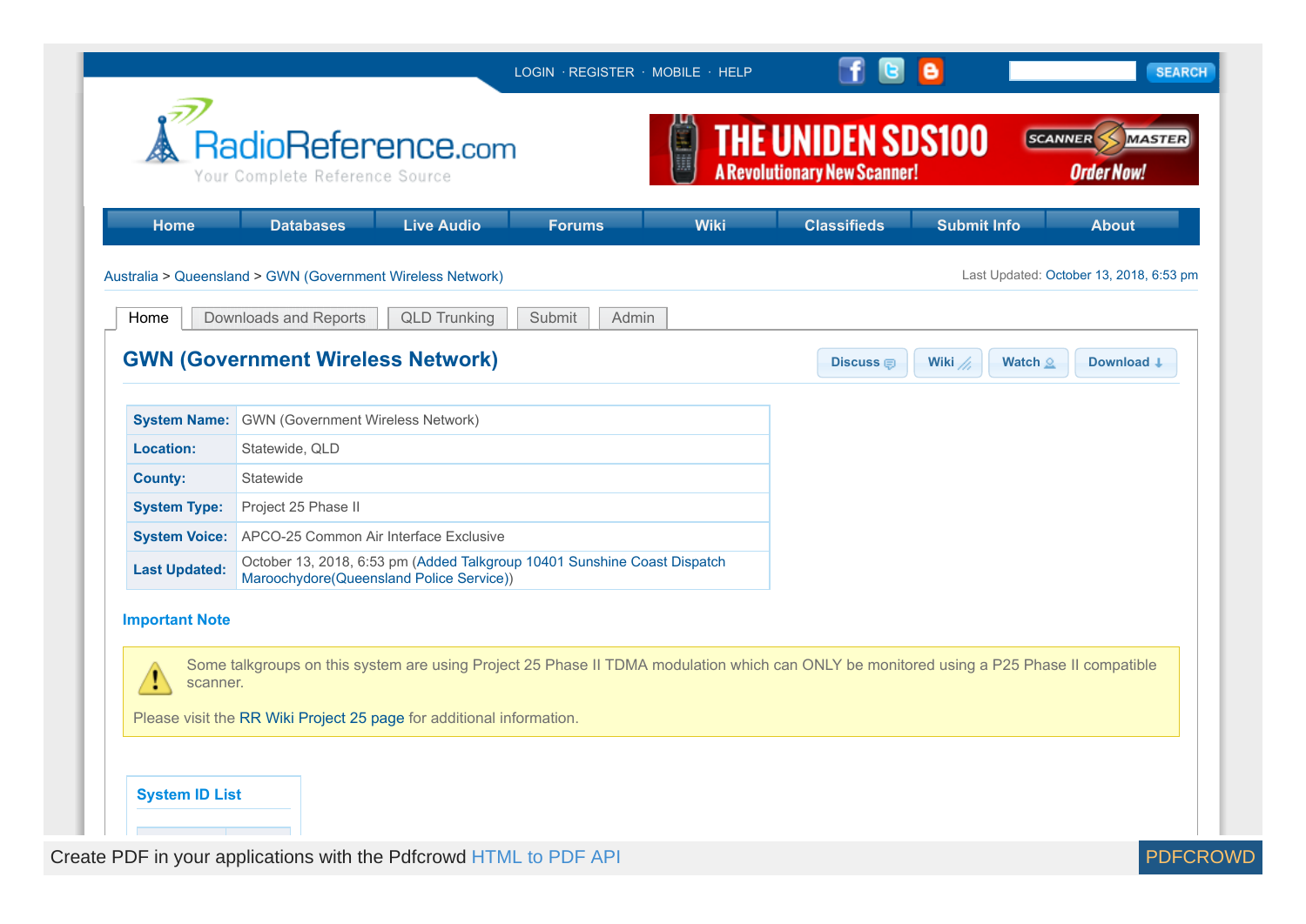LOGIN · REGISTER · MOBILE · HELP

SEARCH

RadioReference.com
Your Complete Reference Source

THE UNIDEN SDS100
A Revolutionary New Scanner!
SCANNER MASTER
Order Now!

Home | Databases | Live Audio | Forums | Wiki | Classifieds | Submit Info | About

Australia > Queensland > GWN (Government Wireless Network)

Last Updated: October 13, 2018, 6:53 pm

Home | Downloads and Reports | QLD Trunking | Submit | Admin

## GWN (Government Wireless Network)

Discuss | Wiki | Watch | Download

| | |
|---|---|
| **System Name:** | GWN (Government Wireless Network) |
| **Location:** | Statewide, QLD |
| **County:** | Statewide |
| **System Type:** | Project 25 Phase II |
| **System Voice:** | APCO-25 Common Air Interface Exclusive |
| **Last Updated:** | October 13, 2018, 6:53 pm (Added Talkgroup 10401 Sunshine Coast Dispatch Maroochydore(Queensland Police Service)) |

### Important Note

Some talkgroups on this system are using Project 25 Phase II TDMA modulation which can ONLY be monitored using a P25 Phase II compatible scanner.

Please visit the RR Wiki Project 25 page for additional information.

### System ID List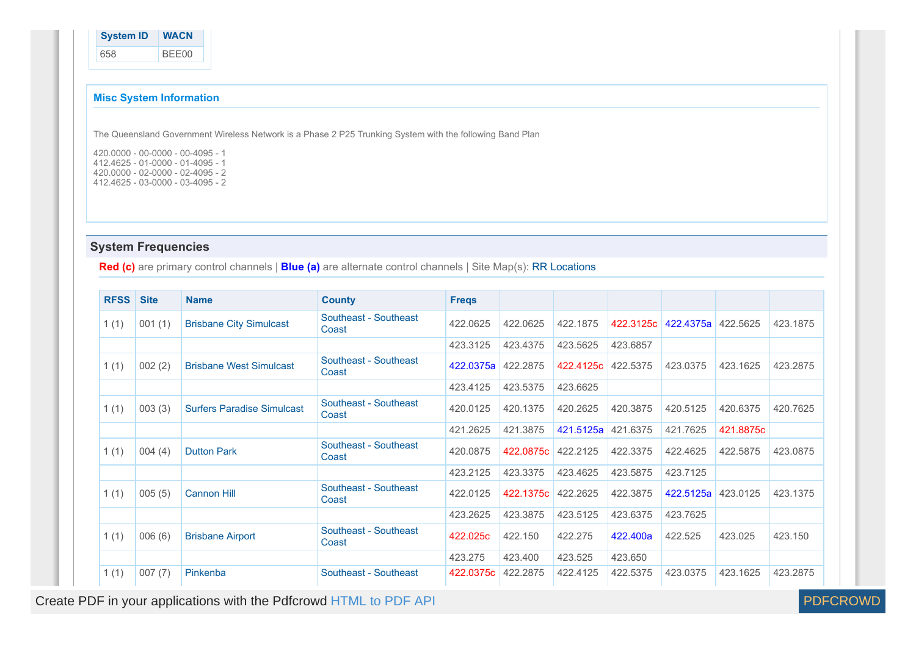| System ID | WACN |
|---|---|
| 658 | BEE00 |

### Misc System Information

The Queensland Government Wireless Network is a Phase 2 P25 Trunking System with the following Band Plan

420.0000 - 00-0000 - 00-4095 - 1
412.4625 - 01-0000 - 01-4095 - 1
420.0000 - 02-0000 - 02-4095 - 2
412.4625 - 03-0000 - 03-4095 - 2

## System Frequencies

**Red (c)** are primary control channels | **Blue (a)** are alternate control channels | Site Map(s): RR Locations

| RFSS | Site | Name | County | Freqs | | | | | | |
|---|---|---|---|---|---|---|---|---|---|---|
| 1 (1) | 001 (1) | Brisbane City Simulcast | Southeast - Southeast Coast | 422.0625 | 422.0625 | 422.1875 | 422.3125c | 422.4375a | 422.5625 | 423.1875 |
| | | | | 423.3125 | 423.4375 | 423.5625 | 423.6857 | | | |
| 1 (1) | 002 (2) | Brisbane West Simulcast | Southeast - Southeast Coast | 422.0375a | 422.2875 | 422.4125c | 422.5375 | 423.0375 | 423.1625 | 423.2875 |
| | | | | 423.4125 | 423.5375 | 423.6625 | | | | |
| 1 (1) | 003 (3) | Surfers Paradise Simulcast | Southeast - Southeast Coast | 420.0125 | 420.1375 | 420.2625 | 420.3875 | 420.5125 | 420.6375 | 420.7625 |
| | | | | 421.2625 | 421.3875 | 421.5125a | 421.6375 | 421.7625 | 421.8875c | |
| 1 (1) | 004 (4) | Dutton Park | Southeast - Southeast Coast | 420.0875 | 422.0875c | 422.2125 | 422.3375 | 422.4625 | 422.5875 | 423.0875 |
| | | | | 423.2125 | 423.3375 | 423.4625 | 423.5875 | 423.7125 | | |
| 1 (1) | 005 (5) | Cannon Hill | Southeast - Southeast Coast | 422.0125 | 422.1375c | 422.2625 | 422.3875 | 422.5125a | 423.0125 | 423.1375 |
| | | | | 423.2625 | 423.3875 | 423.5125 | 423.6375 | 423.7625 | | |
| 1 (1) | 006 (6) | Brisbane Airport | Southeast - Southeast Coast | 422.025c | 422.150 | 422.275 | 422.400a | 422.525 | 423.025 | 423.150 |
| | | | | 423.275 | 423.400 | 423.525 | 423.650 | | | |
| 1 (1) | 007 (7) | Pinkenba | Southeast - Southeast | 422.0375c | 422.2875 | 422.4125 | 422.5375 | 423.0375 | 423.1625 | 423.2875 |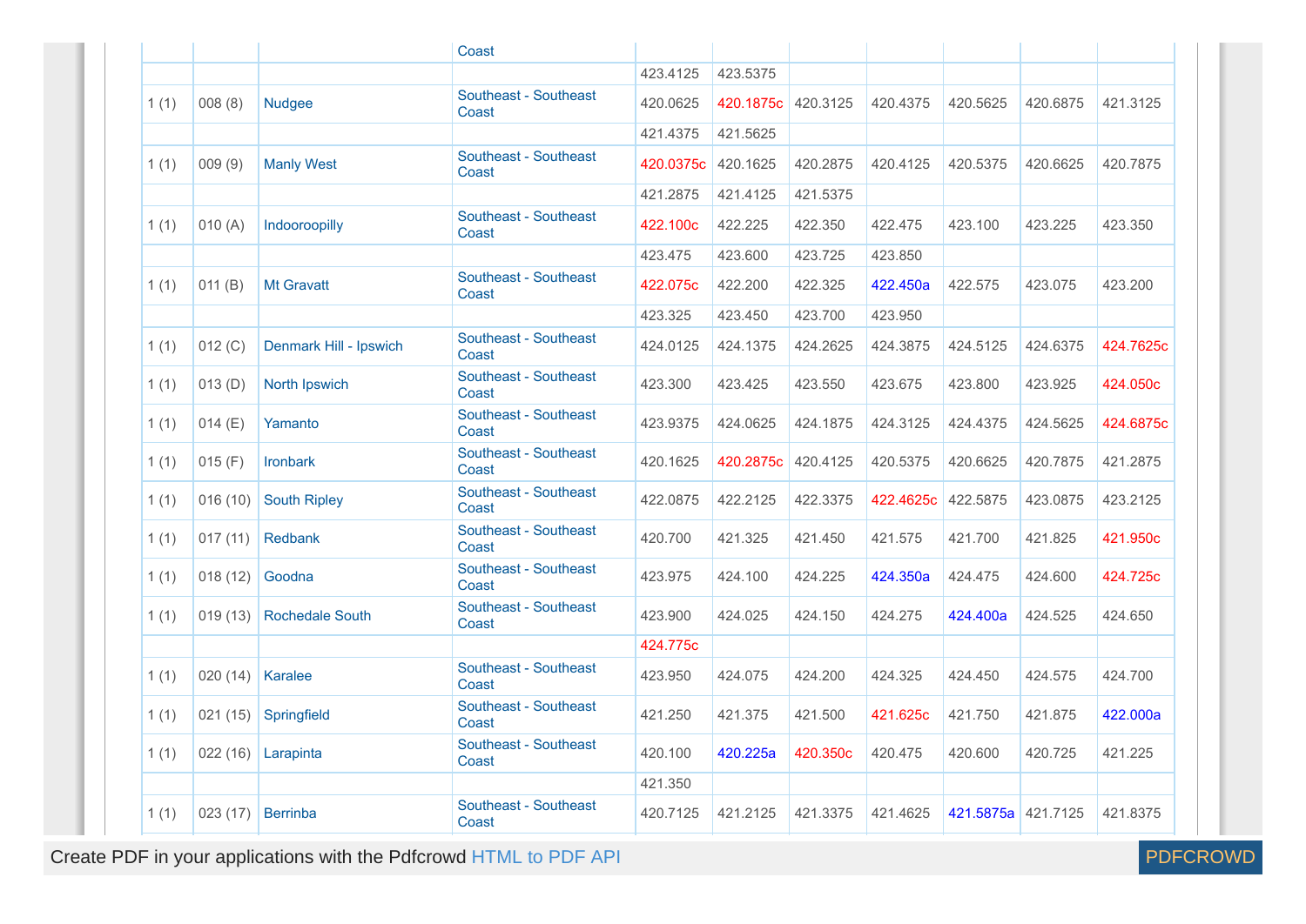| | | | Coast | | | | | | | |
|---|---|---|---|---|---|---|---|---|---|---|
| | | | | 423.4125 | 423.5375 | | | | | |
| 1 (1) | 008 (8) | Nudgee | Southeast - Southeast Coast | 420.0625 | 420.1875c | 420.3125 | 420.4375 | 420.5625 | 420.6875 | 421.3125 |
| | | | | 421.4375 | 421.5625 | | | | | |
| 1 (1) | 009 (9) | Manly West | Southeast - Southeast Coast | 420.0375c | 420.1625 | 420.2875 | 420.4125 | 420.5375 | 420.6625 | 420.7875 |
| | | | | 421.2875 | 421.4125 | 421.5375 | | | | |
| 1 (1) | 010 (A) | Indooroopilly | Southeast - Southeast Coast | 422.100c | 422.225 | 422.350 | 422.475 | 423.100 | 423.225 | 423.350 |
| | | | | 423.475 | 423.600 | 423.725 | 423.850 | | | |
| 1 (1) | 011 (B) | Mt Gravatt | Southeast - Southeast Coast | 422.075c | 422.200 | 422.325 | 422.450a | 422.575 | 423.075 | 423.200 |
| | | | | 423.325 | 423.450 | 423.700 | 423.950 | | | |
| 1 (1) | 012 (C) | Denmark Hill - Ipswich | Southeast - Southeast Coast | 424.0125 | 424.1375 | 424.2625 | 424.3875 | 424.5125 | 424.6375 | 424.7625c |
| 1 (1) | 013 (D) | North Ipswich | Southeast - Southeast Coast | 423.300 | 423.425 | 423.550 | 423.675 | 423.800 | 423.925 | 424.050c |
| 1 (1) | 014 (E) | Yamanto | Southeast - Southeast Coast | 423.9375 | 424.0625 | 424.1875 | 424.3125 | 424.4375 | 424.5625 | 424.6875c |
| 1 (1) | 015 (F) | Ironbark | Southeast - Southeast Coast | 420.1625 | 420.2875c | 420.4125 | 420.5375 | 420.6625 | 420.7875 | 421.2875 |
| 1 (1) | 016 (10) | South Ripley | Southeast - Southeast Coast | 422.0875 | 422.2125 | 422.3375 | 422.4625c | 422.5875 | 423.0875 | 423.2125 |
| 1 (1) | 017 (11) | Redbank | Southeast - Southeast Coast | 420.700 | 421.325 | 421.450 | 421.575 | 421.700 | 421.825 | 421.950c |
| 1 (1) | 018 (12) | Goodna | Southeast - Southeast Coast | 423.975 | 424.100 | 424.225 | 424.350a | 424.475 | 424.600 | 424.725c |
| 1 (1) | 019 (13) | Rochedale South | Southeast - Southeast Coast | 423.900 | 424.025 | 424.150 | 424.275 | 424.400a | 424.525 | 424.650 |
| | | | | 424.775c | | | | | | |
| 1 (1) | 020 (14) | Karalee | Southeast - Southeast Coast | 423.950 | 424.075 | 424.200 | 424.325 | 424.450 | 424.575 | 424.700 |
| 1 (1) | 021 (15) | Springfield | Southeast - Southeast Coast | 421.250 | 421.375 | 421.500 | 421.625c | 421.750 | 421.875 | 422.000a |
| 1 (1) | 022 (16) | Larapinta | Southeast - Southeast Coast | 420.100 | 420.225a | 420.350c | 420.475 | 420.600 | 420.725 | 421.225 |
| | | | | 421.350 | | | | | | |
| 1 (1) | 023 (17) | Berrinba | Southeast - Southeast Coast | 420.7125 | 421.2125 | 421.3375 | 421.4625 | 421.5875a | 421.7125 | 421.8375 |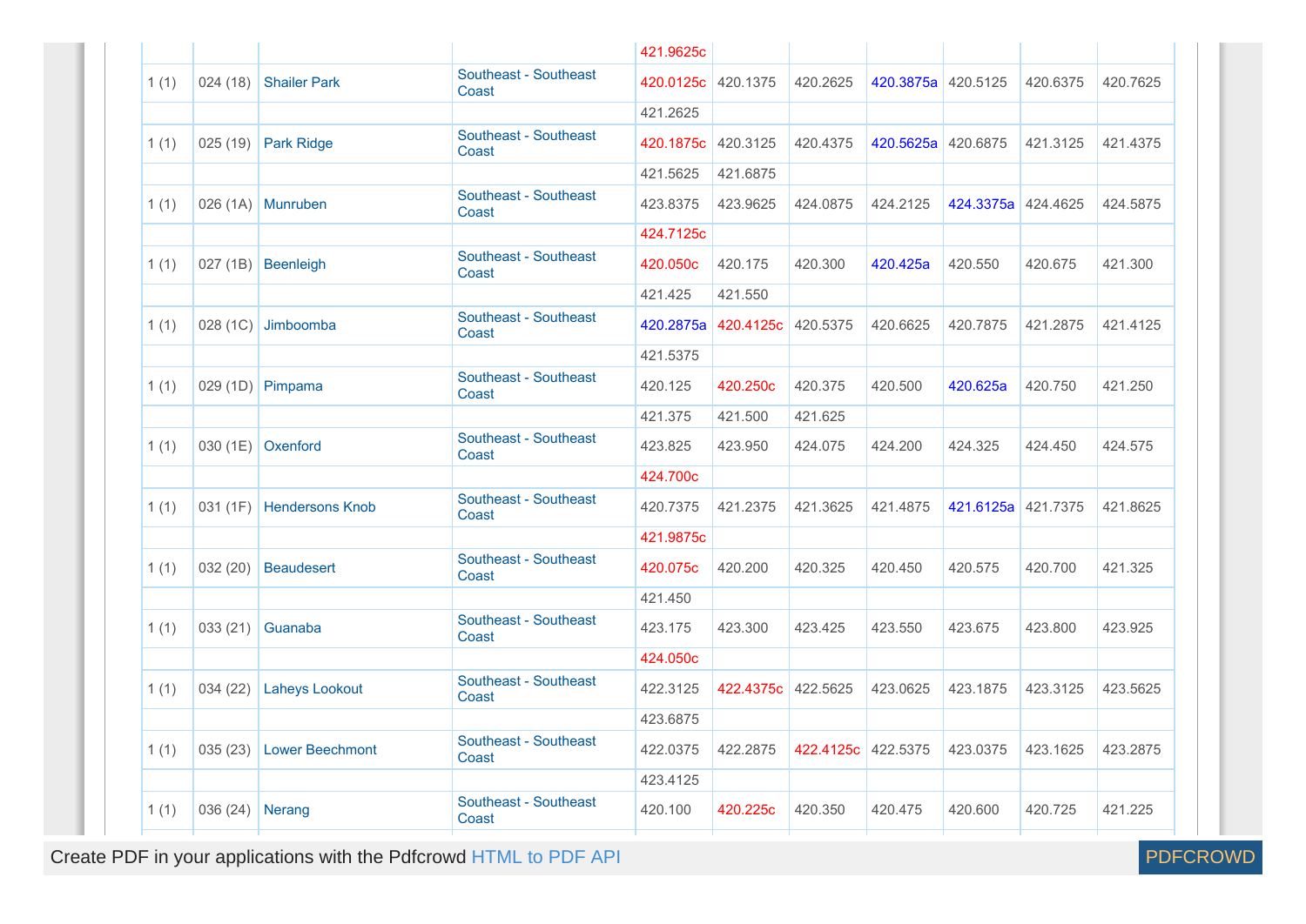| | | | | 421.9625c | | | | | | |
|---|---|---|---|---|---|---|---|---|---|---|
| 1 (1) | 024 (18) | Shailer Park | Southeast - Southeast Coast | 420.0125c | 420.1375 | 420.2625 | 420.3875a | 420.5125 | 420.6375 | 420.7625 |
| | | | | 421.2625 | | | | | | |
| 1 (1) | 025 (19) | Park Ridge | Southeast - Southeast Coast | 420.1875c | 420.3125 | 420.4375 | 420.5625a | 420.6875 | 421.3125 | 421.4375 |
| | | | | 421.5625 | 421.6875 | | | | | |
| 1 (1) | 026 (1A) | Munruben | Southeast - Southeast Coast | 423.8375 | 423.9625 | 424.0875 | 424.2125 | 424.3375a | 424.4625 | 424.5875 |
| | | | | 424.7125c | | | | | | |
| 1 (1) | 027 (1B) | Beenleigh | Southeast - Southeast Coast | 420.050c | 420.175 | 420.300 | 420.425a | 420.550 | 420.675 | 421.300 |
| | | | | 421.425 | 421.550 | | | | | |
| 1 (1) | 028 (1C) | Jimboomba | Southeast - Southeast Coast | 420.2875a | 420.4125c | 420.5375 | 420.6625 | 420.7875 | 421.2875 | 421.4125 |
| | | | | 421.5375 | | | | | | |
| 1 (1) | 029 (1D) | Pimpama | Southeast - Southeast Coast | 420.125 | 420.250c | 420.375 | 420.500 | 420.625a | 420.750 | 421.250 |
| | | | | 421.375 | 421.500 | 421.625 | | | | |
| 1 (1) | 030 (1E) | Oxenford | Southeast - Southeast Coast | 423.825 | 423.950 | 424.075 | 424.200 | 424.325 | 424.450 | 424.575 |
| | | | | 424.700c | | | | | | |
| 1 (1) | 031 (1F) | Hendersons Knob | Southeast - Southeast Coast | 420.7375 | 421.2375 | 421.3625 | 421.4875 | 421.6125a | 421.7375 | 421.8625 |
| | | | | 421.9875c | | | | | | |
| 1 (1) | 032 (20) | Beaudesert | Southeast - Southeast Coast | 420.075c | 420.200 | 420.325 | 420.450 | 420.575 | 420.700 | 421.325 |
| | | | | 421.450 | | | | | | |
| 1 (1) | 033 (21) | Guanaba | Southeast - Southeast Coast | 423.175 | 423.300 | 423.425 | 423.550 | 423.675 | 423.800 | 423.925 |
| | | | | 424.050c | | | | | | |
| 1 (1) | 034 (22) | Laheys Lookout | Southeast - Southeast Coast | 422.3125 | 422.4375c | 422.5625 | 423.0625 | 423.1875 | 423.3125 | 423.5625 |
| | | | | 423.6875 | | | | | | |
| 1 (1) | 035 (23) | Lower Beechmont | Southeast - Southeast Coast | 422.0375 | 422.2875 | 422.4125c | 422.5375 | 423.0375 | 423.1625 | 423.2875 |
| | | | | 423.4125 | | | | | | |
| 1 (1) | 036 (24) | Nerang | Southeast - Southeast Coast | 420.100 | 420.225c | 420.350 | 420.475 | 420.600 | 420.725 | 421.225 |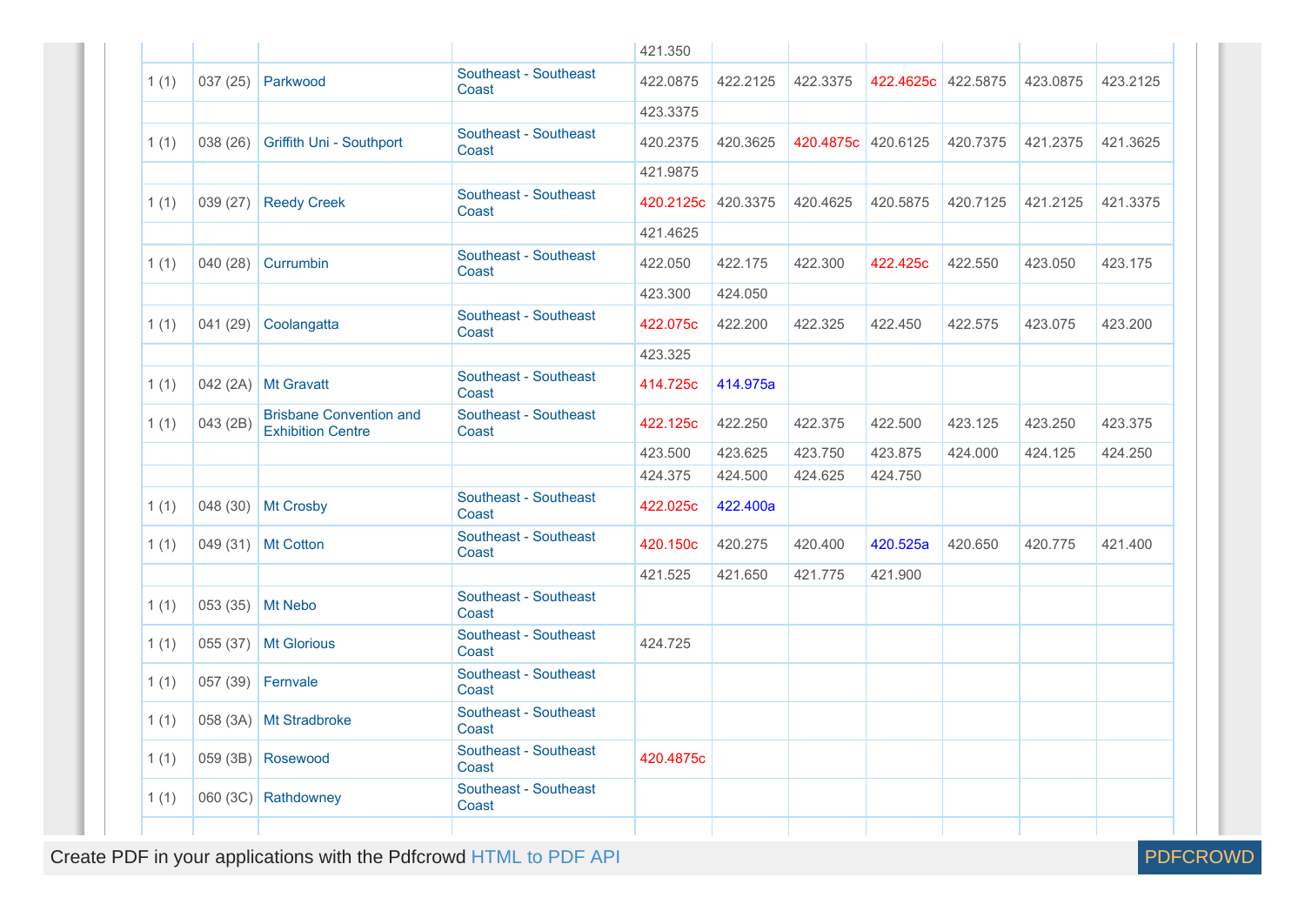| | | | | | | | | | | |
|---|---|---|---|---|---|---|---|---|---|---|
| | | | | 421.350 | | | | | | |
| 1 (1) | 037 (25) | Parkwood | Southeast - Southeast Coast | 422.0875 | 422.2125 | 422.3375 | 422.4625c | 422.5875 | 423.0875 | 423.2125 |
| | | | | 423.3375 | | | | | | |
| 1 (1) | 038 (26) | Griffith Uni - Southport | Southeast - Southeast Coast | 420.2375 | 420.3625 | 420.4875c | 420.6125 | 420.7375 | 421.2375 | 421.3625 |
| | | | | 421.9875 | | | | | | |
| 1 (1) | 039 (27) | Reedy Creek | Southeast - Southeast Coast | 420.2125c | 420.3375 | 420.4625 | 420.5875 | 420.7125 | 421.2125 | 421.3375 |
| | | | | 421.4625 | | | | | | |
| 1 (1) | 040 (28) | Currumbin | Southeast - Southeast Coast | 422.050 | 422.175 | 422.300 | 422.425c | 422.550 | 423.050 | 423.175 |
| | | | | 423.300 | 424.050 | | | | | |
| 1 (1) | 041 (29) | Coolangatta | Southeast - Southeast Coast | 422.075c | 422.200 | 422.325 | 422.450 | 422.575 | 423.075 | 423.200 |
| | | | | 423.325 | | | | | | |
| 1 (1) | 042 (2A) | Mt Gravatt | Southeast - Southeast Coast | 414.725c | 414.975a | | | | | |
| 1 (1) | 043 (2B) | Brisbane Convention and Exhibition Centre | Southeast - Southeast Coast | 422.125c | 422.250 | 422.375 | 422.500 | 423.125 | 423.250 | 423.375 |
| | | | | 423.500 | 423.625 | 423.750 | 423.875 | 424.000 | 424.125 | 424.250 |
| | | | | 424.375 | 424.500 | 424.625 | 424.750 | | | |
| 1 (1) | 048 (30) | Mt Crosby | Southeast - Southeast Coast | 422.025c | 422.400a | | | | | |
| 1 (1) | 049 (31) | Mt Cotton | Southeast - Southeast Coast | 420.150c | 420.275 | 420.400 | 420.525a | 420.650 | 420.775 | 421.400 |
| | | | | 421.525 | 421.650 | 421.775 | 421.900 | | | |
| 1 (1) | 053 (35) | Mt Nebo | Southeast - Southeast Coast | | | | | | | |
| 1 (1) | 055 (37) | Mt Glorious | Southeast - Southeast Coast | 424.725 | | | | | | |
| 1 (1) | 057 (39) | Fernvale | Southeast - Southeast Coast | | | | | | | |
| 1 (1) | 058 (3A) | Mt Stradbroke | Southeast - Southeast Coast | | | | | | | |
| 1 (1) | 059 (3B) | Rosewood | Southeast - Southeast Coast | 420.4875c | | | | | | |
| 1 (1) | 060 (3C) | Rathdowney | Southeast - Southeast Coast | | | | | | | |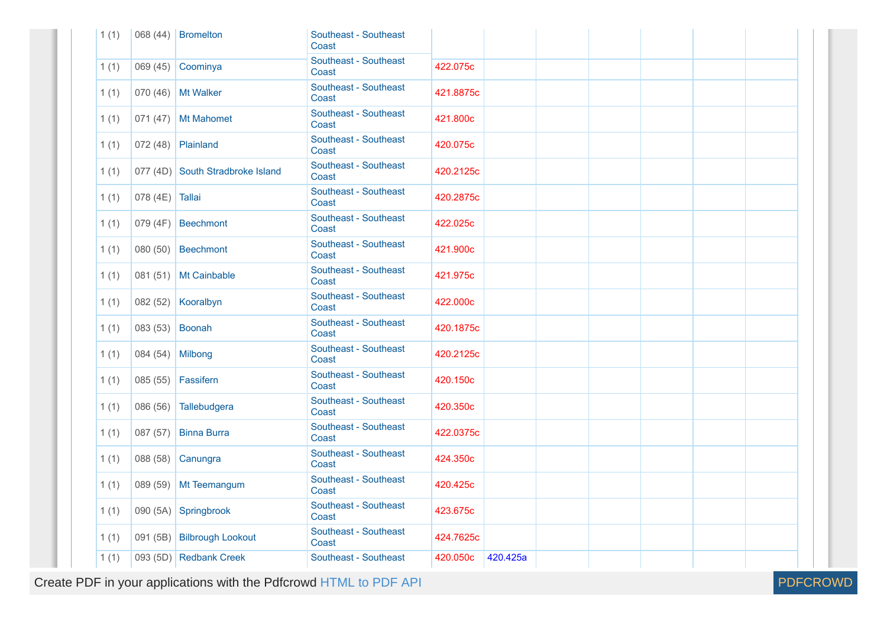| | | | | | | | | | | |
|---|---|---|---|---|---|---|---|---|---|---|
| 1 (1) | 068 (44) | Bromelton | Southeast - Southeast Coast | | | | | | | |
| 1 (1) | 069 (45) | Coominya | Southeast - Southeast Coast | 422.075c | | | | | | |
| 1 (1) | 070 (46) | Mt Walker | Southeast - Southeast Coast | 421.8875c | | | | | | |
| 1 (1) | 071 (47) | Mt Mahomet | Southeast - Southeast Coast | 421.800c | | | | | | |
| 1 (1) | 072 (48) | Plainland | Southeast - Southeast Coast | 420.075c | | | | | | |
| 1 (1) | 077 (4D) | South Stradbroke Island | Southeast - Southeast Coast | 420.2125c | | | | | | |
| 1 (1) | 078 (4E) | Tallai | Southeast - Southeast Coast | 420.2875c | | | | | | |
| 1 (1) | 079 (4F) | Beechmont | Southeast - Southeast Coast | 422.025c | | | | | | |
| 1 (1) | 080 (50) | Beechmont | Southeast - Southeast Coast | 421.900c | | | | | | |
| 1 (1) | 081 (51) | Mt Cainbable | Southeast - Southeast Coast | 421.975c | | | | | | |
| 1 (1) | 082 (52) | Kooralbyn | Southeast - Southeast Coast | 422.000c | | | | | | |
| 1 (1) | 083 (53) | Boonah | Southeast - Southeast Coast | 420.1875c | | | | | | |
| 1 (1) | 084 (54) | Milbong | Southeast - Southeast Coast | 420.2125c | | | | | | |
| 1 (1) | 085 (55) | Fassifern | Southeast - Southeast Coast | 420.150c | | | | | | |
| 1 (1) | 086 (56) | Tallebudgera | Southeast - Southeast Coast | 420.350c | | | | | | |
| 1 (1) | 087 (57) | Binna Burra | Southeast - Southeast Coast | 422.0375c | | | | | | |
| 1 (1) | 088 (58) | Canungra | Southeast - Southeast Coast | 424.350c | | | | | | |
| 1 (1) | 089 (59) | Mt Teemangum | Southeast - Southeast Coast | 420.425c | | | | | | |
| 1 (1) | 090 (5A) | Springbrook | Southeast - Southeast Coast | 423.675c | | | | | | |
| 1 (1) | 091 (5B) | Bilbrough Lookout | Southeast - Southeast Coast | 424.7625c | | | | | | |
| 1 (1) | 093 (5D) | Redbank Creek | Southeast - Southeast | 420.050c | 420.425a | | | | | |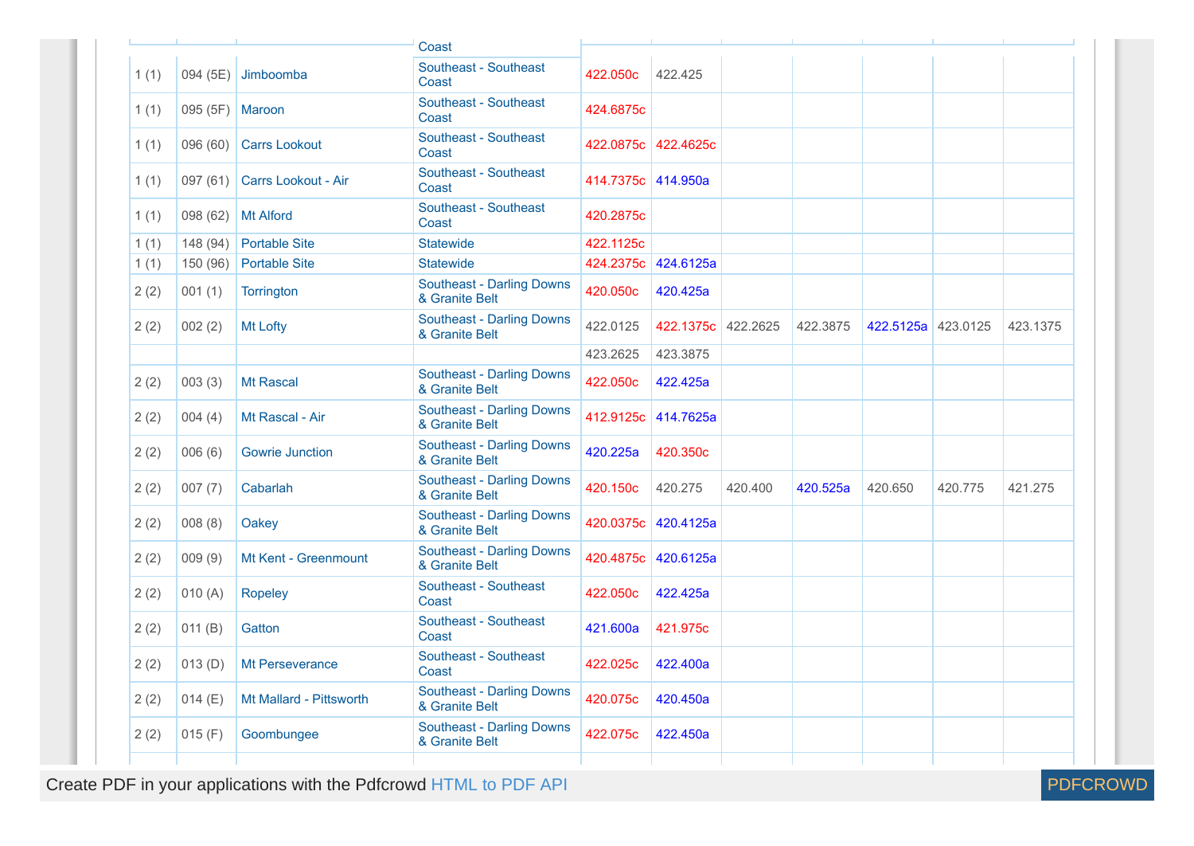| | | | Coast | | | | | | | |
|---|---|---|---|---|---|---|---|---|---|---|
| 1 (1) | 094 (5E) | Jimboomba | Southeast - Southeast Coast | 422.050c | 422.425 | | | | | |
| 1 (1) | 095 (5F) | Maroon | Southeast - Southeast Coast | 424.6875c | | | | | | |
| 1 (1) | 096 (60) | Carrs Lookout | Southeast - Southeast Coast | 422.0875c | 422.4625c | | | | | |
| 1 (1) | 097 (61) | Carrs Lookout - Air | Southeast - Southeast Coast | 414.7375c | 414.950a | | | | | |
| 1 (1) | 098 (62) | Mt Alford | Southeast - Southeast Coast | 420.2875c | | | | | | |
| 1 (1) | 148 (94) | Portable Site | Statewide | 422.1125c | | | | | | |
| 1 (1) | 150 (96) | Portable Site | Statewide | 424.2375c | 424.6125a | | | | | |
| 2 (2) | 001 (1) | Torrington | Southeast - Darling Downs & Granite Belt | 420.050c | 420.425a | | | | | |
| 2 (2) | 002 (2) | Mt Lofty | Southeast - Darling Downs & Granite Belt | 422.0125 | 422.1375c | 422.2625 | 422.3875 | 422.5125a | 423.0125 | 423.1375 |
| | | | | 423.2625 | 423.3875 | | | | | |
| 2 (2) | 003 (3) | Mt Rascal | Southeast - Darling Downs & Granite Belt | 422.050c | 422.425a | | | | | |
| 2 (2) | 004 (4) | Mt Rascal - Air | Southeast - Darling Downs & Granite Belt | 412.9125c | 414.7625a | | | | | |
| 2 (2) | 006 (6) | Gowrie Junction | Southeast - Darling Downs & Granite Belt | 420.225a | 420.350c | | | | | |
| 2 (2) | 007 (7) | Cabarlah | Southeast - Darling Downs & Granite Belt | 420.150c | 420.275 | 420.400 | 420.525a | 420.650 | 420.775 | 421.275 |
| 2 (2) | 008 (8) | Oakey | Southeast - Darling Downs & Granite Belt | 420.0375c | 420.4125a | | | | | |
| 2 (2) | 009 (9) | Mt Kent - Greenmount | Southeast - Darling Downs & Granite Belt | 420.4875c | 420.6125a | | | | | |
| 2 (2) | 010 (A) | Ropeley | Southeast - Southeast Coast | 422.050c | 422.425a | | | | | |
| 2 (2) | 011 (B) | Gatton | Southeast - Southeast Coast | 421.600a | 421.975c | | | | | |
| 2 (2) | 013 (D) | Mt Perseverance | Southeast - Southeast Coast | 422.025c | 422.400a | | | | | |
| 2 (2) | 014 (E) | Mt Mallard - Pittsworth | Southeast - Darling Downs & Granite Belt | 420.075c | 420.450a | | | | | |
| 2 (2) | 015 (F) | Goombungee | Southeast - Darling Downs & Granite Belt | 422.075c | 422.450a | | | | | |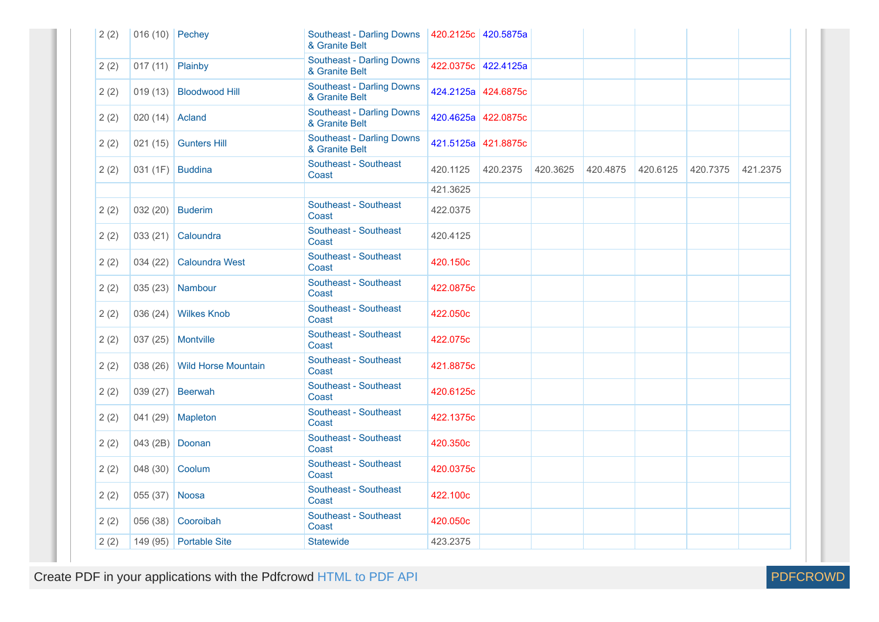| | | | | | | | | | | |
|---|---|---|---|---|---|---|---|---|---|---|
| 2 (2) | 016 (10) | Pechey | Southeast - Darling Downs & Granite Belt | 420.2125c | 420.5875a | | | | | |
| 2 (2) | 017 (11) | Plainby | Southeast - Darling Downs & Granite Belt | 422.0375c | 422.4125a | | | | | |
| 2 (2) | 019 (13) | Bloodwood Hill | Southeast - Darling Downs & Granite Belt | 424.2125a | 424.6875c | | | | | |
| 2 (2) | 020 (14) | Acland | Southeast - Darling Downs & Granite Belt | 420.4625a | 422.0875c | | | | | |
| 2 (2) | 021 (15) | Gunters Hill | Southeast - Darling Downs & Granite Belt | 421.5125a | 421.8875c | | | | | |
| 2 (2) | 031 (1F) | Buddina | Southeast - Southeast Coast | 420.1125 | 420.2375 | 420.3625 | 420.4875 | 420.6125 | 420.7375 | 421.2375 |
| | | | | 421.3625 | | | | | | |
| 2 (2) | 032 (20) | Buderim | Southeast - Southeast Coast | 422.0375 | | | | | | |
| 2 (2) | 033 (21) | Caloundra | Southeast - Southeast Coast | 420.4125 | | | | | | |
| 2 (2) | 034 (22) | Caloundra West | Southeast - Southeast Coast | 420.150c | | | | | | |
| 2 (2) | 035 (23) | Nambour | Southeast - Southeast Coast | 422.0875c | | | | | | |
| 2 (2) | 036 (24) | Wilkes Knob | Southeast - Southeast Coast | 422.050c | | | | | | |
| 2 (2) | 037 (25) | Montville | Southeast - Southeast Coast | 422.075c | | | | | | |
| 2 (2) | 038 (26) | Wild Horse Mountain | Southeast - Southeast Coast | 421.8875c | | | | | | |
| 2 (2) | 039 (27) | Beerwah | Southeast - Southeast Coast | 420.6125c | | | | | | |
| 2 (2) | 041 (29) | Mapleton | Southeast - Southeast Coast | 422.1375c | | | | | | |
| 2 (2) | 043 (2B) | Doonan | Southeast - Southeast Coast | 420.350c | | | | | | |
| 2 (2) | 048 (30) | Coolum | Southeast - Southeast Coast | 420.0375c | | | | | | |
| 2 (2) | 055 (37) | Noosa | Southeast - Southeast Coast | 422.100c | | | | | | |
| 2 (2) | 056 (38) | Cooroibah | Southeast - Southeast Coast | 420.050c | | | | | | |
| 2 (2) | 149 (95) | Portable Site | Statewide | 423.2375 | | | | | | |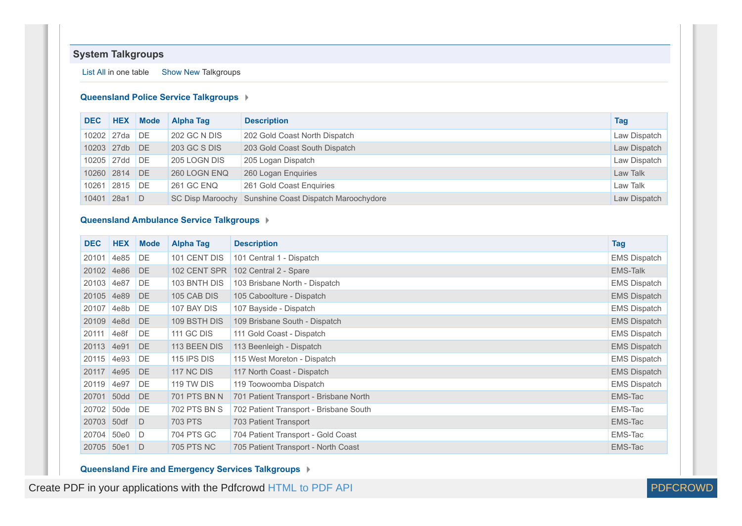## System Talkgroups

List All in one table     Show New Talkgroups

### Queensland Police Service Talkgroups

| DEC | HEX | Mode | Alpha Tag | Description | Tag |
|---|---|---|---|---|---|
| 10202 | 27da | DE | 202 GC N DIS | 202 Gold Coast North Dispatch | Law Dispatch |
| 10203 | 27db | DE | 203 GC S DIS | 203 Gold Coast South Dispatch | Law Dispatch |
| 10205 | 27dd | DE | 205 LOGN DIS | 205 Logan Dispatch | Law Dispatch |
| 10260 | 2814 | DE | 260 LOGN ENQ | 260 Logan Enquiries | Law Talk |
| 10261 | 2815 | DE | 261 GC ENQ | 261 Gold Coast Enquiries | Law Talk |
| 10401 | 28a1 | D | SC Disp Maroochy | Sunshine Coast Dispatch Maroochydore | Law Dispatch |

### Queensland Ambulance Service Talkgroups

| DEC | HEX | Mode | Alpha Tag | Description | Tag |
|---|---|---|---|---|---|
| 20101 | 4e85 | DE | 101 CENT DIS | 101 Central 1 - Dispatch | EMS Dispatch |
| 20102 | 4e86 | DE | 102 CENT SPR | 102 Central 2 - Spare | EMS-Talk |
| 20103 | 4e87 | DE | 103 BNTH DIS | 103 Brisbane North - Dispatch | EMS Dispatch |
| 20105 | 4e89 | DE | 105 CAB DIS | 105 Caboolture - Dispatch | EMS Dispatch |
| 20107 | 4e8b | DE | 107 BAY DIS | 107 Bayside - Dispatch | EMS Dispatch |
| 20109 | 4e8d | DE | 109 BSTH DIS | 109 Brisbane South - Dispatch | EMS Dispatch |
| 20111 | 4e8f | DE | 111 GC DIS | 111 Gold Coast - Dispatch | EMS Dispatch |
| 20113 | 4e91 | DE | 113 BEEN DIS | 113 Beenleigh - Dispatch | EMS Dispatch |
| 20115 | 4e93 | DE | 115 IPS DIS | 115 West Moreton - Dispatch | EMS Dispatch |
| 20117 | 4e95 | DE | 117 NC DIS | 117 North Coast - Dispatch | EMS Dispatch |
| 20119 | 4e97 | DE | 119 TW DIS | 119 Toowoomba Dispatch | EMS Dispatch |
| 20701 | 50dd | DE | 701 PTS BN N | 701 Patient Transport - Brisbane North | EMS-Tac |
| 20702 | 50de | DE | 702 PTS BN S | 702 Patient Transport - Brisbane South | EMS-Tac |
| 20703 | 50df | D | 703 PTS | 703 Patient Transport | EMS-Tac |
| 20704 | 50e0 | D | 704 PTS GC | 704 Patient Transport - Gold Coast | EMS-Tac |
| 20705 | 50e1 | D | 705 PTS NC | 705 Patient Transport - North Coast | EMS-Tac |

### Queensland Fire and Emergency Services Talkgroups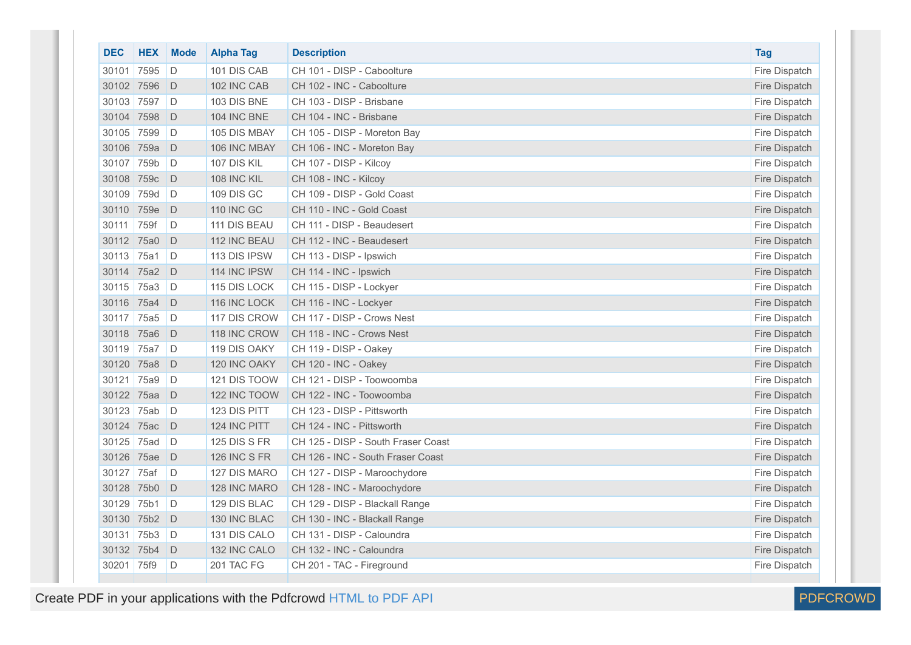| DEC | HEX | Mode | Alpha Tag | Description | Tag |
|---|---|---|---|---|---|
| 30101 | 7595 | D | 101 DIS CAB | CH 101 - DISP - Caboolture | Fire Dispatch |
| 30102 | 7596 | D | 102 INC CAB | CH 102 - INC - Caboolture | Fire Dispatch |
| 30103 | 7597 | D | 103 DIS BNE | CH 103 - DISP - Brisbane | Fire Dispatch |
| 30104 | 7598 | D | 104 INC BNE | CH 104 - INC - Brisbane | Fire Dispatch |
| 30105 | 7599 | D | 105 DIS MBAY | CH 105 - DISP - Moreton Bay | Fire Dispatch |
| 30106 | 759a | D | 106 INC MBAY | CH 106 - INC - Moreton Bay | Fire Dispatch |
| 30107 | 759b | D | 107 DIS KIL | CH 107 - DISP - Kilcoy | Fire Dispatch |
| 30108 | 759c | D | 108 INC KIL | CH 108 - INC - Kilcoy | Fire Dispatch |
| 30109 | 759d | D | 109 DIS GC | CH 109 - DISP - Gold Coast | Fire Dispatch |
| 30110 | 759e | D | 110 INC GC | CH 110 - INC - Gold Coast | Fire Dispatch |
| 30111 | 759f | D | 111 DIS BEAU | CH 111 - DISP - Beaudesert | Fire Dispatch |
| 30112 | 75a0 | D | 112 INC BEAU | CH 112 - INC - Beaudesert | Fire Dispatch |
| 30113 | 75a1 | D | 113 DIS IPSW | CH 113 - DISP - Ipswich | Fire Dispatch |
| 30114 | 75a2 | D | 114 INC IPSW | CH 114 - INC - Ipswich | Fire Dispatch |
| 30115 | 75a3 | D | 115 DIS LOCK | CH 115 - DISP - Lockyer | Fire Dispatch |
| 30116 | 75a4 | D | 116 INC LOCK | CH 116 - INC - Lockyer | Fire Dispatch |
| 30117 | 75a5 | D | 117 DIS CROW | CH 117 - DISP - Crows Nest | Fire Dispatch |
| 30118 | 75a6 | D | 118 INC CROW | CH 118 - INC - Crows Nest | Fire Dispatch |
| 30119 | 75a7 | D | 119 DIS OAKY | CH 119 - DISP - Oakey | Fire Dispatch |
| 30120 | 75a8 | D | 120 INC OAKY | CH 120 - INC - Oakey | Fire Dispatch |
| 30121 | 75a9 | D | 121 DIS TOOW | CH 121 - DISP - Toowoomba | Fire Dispatch |
| 30122 | 75aa | D | 122 INC TOOW | CH 122 - INC - Toowoomba | Fire Dispatch |
| 30123 | 75ab | D | 123 DIS PITT | CH 123 - DISP - Pittsworth | Fire Dispatch |
| 30124 | 75ac | D | 124 INC PITT | CH 124 - INC - Pittsworth | Fire Dispatch |
| 30125 | 75ad | D | 125 DIS S FR | CH 125 - DISP - South Fraser Coast | Fire Dispatch |
| 30126 | 75ae | D | 126 INC S FR | CH 126 - INC - South Fraser Coast | Fire Dispatch |
| 30127 | 75af | D | 127 DIS MARO | CH 127 - DISP - Maroochydore | Fire Dispatch |
| 30128 | 75b0 | D | 128 INC MARO | CH 128 - INC - Maroochydore | Fire Dispatch |
| 30129 | 75b1 | D | 129 DIS BLAC | CH 129 - DISP - Blackall Range | Fire Dispatch |
| 30130 | 75b2 | D | 130 INC BLAC | CH 130 - INC - Blackall Range | Fire Dispatch |
| 30131 | 75b3 | D | 131 DIS CALO | CH 131 - DISP - Caloundra | Fire Dispatch |
| 30132 | 75b4 | D | 132 INC CALO | CH 132 - INC - Caloundra | Fire Dispatch |
| 30201 | 75f9 | D | 201 TAC FG | CH 201 - TAC - Fireground | Fire Dispatch |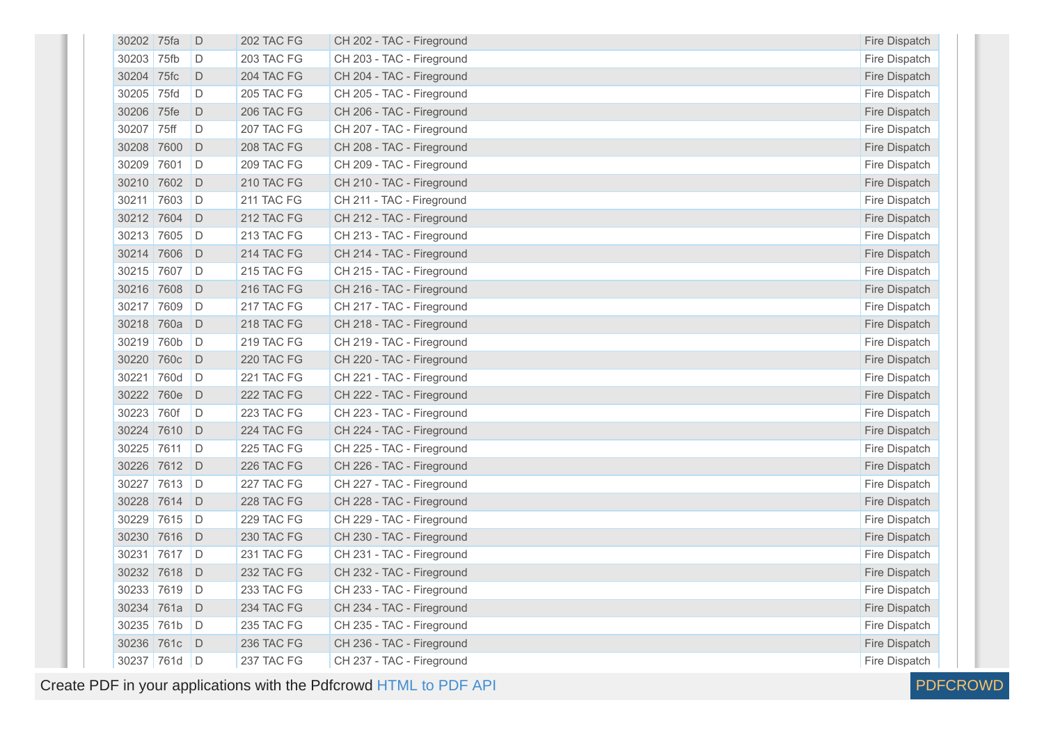| | | | | | |
|---|---|---|---|---|---|
| 30202 | 75fa | D | 202 TAC FG | CH 202 - TAC - Fireground | Fire Dispatch |
| 30203 | 75fb | D | 203 TAC FG | CH 203 - TAC - Fireground | Fire Dispatch |
| 30204 | 75fc | D | 204 TAC FG | CH 204 - TAC - Fireground | Fire Dispatch |
| 30205 | 75fd | D | 205 TAC FG | CH 205 - TAC - Fireground | Fire Dispatch |
| 30206 | 75fe | D | 206 TAC FG | CH 206 - TAC - Fireground | Fire Dispatch |
| 30207 | 75ff | D | 207 TAC FG | CH 207 - TAC - Fireground | Fire Dispatch |
| 30208 | 7600 | D | 208 TAC FG | CH 208 - TAC - Fireground | Fire Dispatch |
| 30209 | 7601 | D | 209 TAC FG | CH 209 - TAC - Fireground | Fire Dispatch |
| 30210 | 7602 | D | 210 TAC FG | CH 210 - TAC - Fireground | Fire Dispatch |
| 30211 | 7603 | D | 211 TAC FG | CH 211 - TAC - Fireground | Fire Dispatch |
| 30212 | 7604 | D | 212 TAC FG | CH 212 - TAC - Fireground | Fire Dispatch |
| 30213 | 7605 | D | 213 TAC FG | CH 213 - TAC - Fireground | Fire Dispatch |
| 30214 | 7606 | D | 214 TAC FG | CH 214 - TAC - Fireground | Fire Dispatch |
| 30215 | 7607 | D | 215 TAC FG | CH 215 - TAC - Fireground | Fire Dispatch |
| 30216 | 7608 | D | 216 TAC FG | CH 216 - TAC - Fireground | Fire Dispatch |
| 30217 | 7609 | D | 217 TAC FG | CH 217 - TAC - Fireground | Fire Dispatch |
| 30218 | 760a | D | 218 TAC FG | CH 218 - TAC - Fireground | Fire Dispatch |
| 30219 | 760b | D | 219 TAC FG | CH 219 - TAC - Fireground | Fire Dispatch |
| 30220 | 760c | D | 220 TAC FG | CH 220 - TAC - Fireground | Fire Dispatch |
| 30221 | 760d | D | 221 TAC FG | CH 221 - TAC - Fireground | Fire Dispatch |
| 30222 | 760e | D | 222 TAC FG | CH 222 - TAC - Fireground | Fire Dispatch |
| 30223 | 760f | D | 223 TAC FG | CH 223 - TAC - Fireground | Fire Dispatch |
| 30224 | 7610 | D | 224 TAC FG | CH 224 - TAC - Fireground | Fire Dispatch |
| 30225 | 7611 | D | 225 TAC FG | CH 225 - TAC - Fireground | Fire Dispatch |
| 30226 | 7612 | D | 226 TAC FG | CH 226 - TAC - Fireground | Fire Dispatch |
| 30227 | 7613 | D | 227 TAC FG | CH 227 - TAC - Fireground | Fire Dispatch |
| 30228 | 7614 | D | 228 TAC FG | CH 228 - TAC - Fireground | Fire Dispatch |
| 30229 | 7615 | D | 229 TAC FG | CH 229 - TAC - Fireground | Fire Dispatch |
| 30230 | 7616 | D | 230 TAC FG | CH 230 - TAC - Fireground | Fire Dispatch |
| 30231 | 7617 | D | 231 TAC FG | CH 231 - TAC - Fireground | Fire Dispatch |
| 30232 | 7618 | D | 232 TAC FG | CH 232 - TAC - Fireground | Fire Dispatch |
| 30233 | 7619 | D | 233 TAC FG | CH 233 - TAC - Fireground | Fire Dispatch |
| 30234 | 761a | D | 234 TAC FG | CH 234 - TAC - Fireground | Fire Dispatch |
| 30235 | 761b | D | 235 TAC FG | CH 235 - TAC - Fireground | Fire Dispatch |
| 30236 | 761c | D | 236 TAC FG | CH 236 - TAC - Fireground | Fire Dispatch |
| 30237 | 761d | D | 237 TAC FG | CH 237 - TAC - Fireground | Fire Dispatch |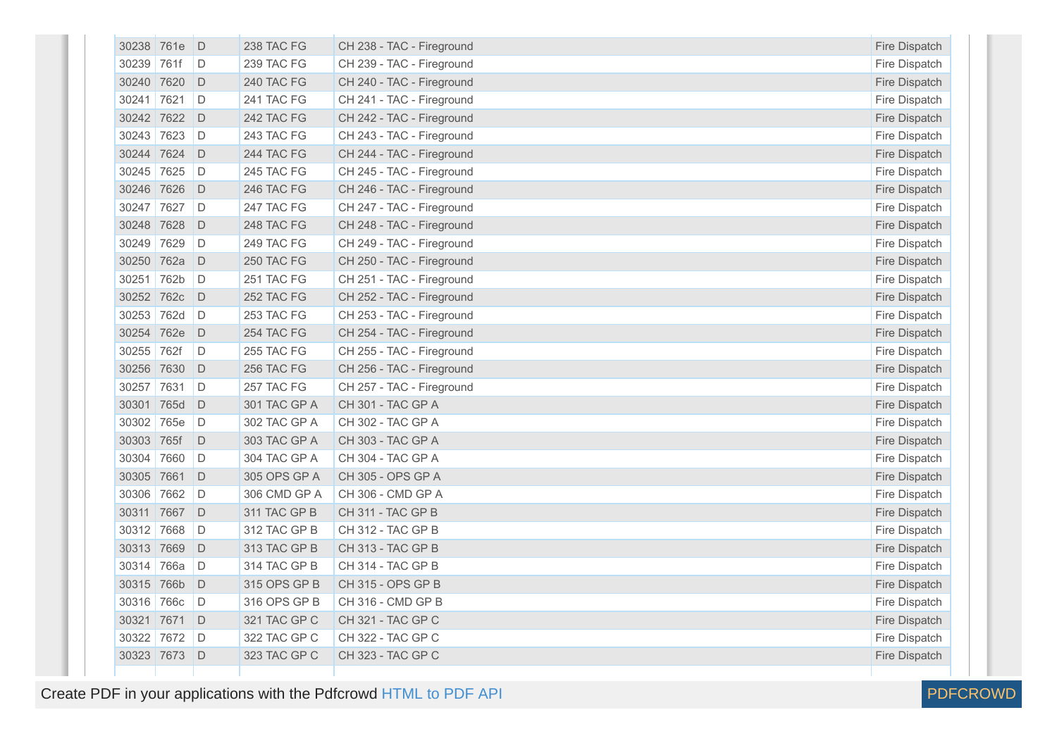| | | | | | |
|---|---|---|---|---|---|
| 30238 | 761e | D | 238 TAC FG | CH 238 - TAC - Fireground | Fire Dispatch |
| 30239 | 761f | D | 239 TAC FG | CH 239 - TAC - Fireground | Fire Dispatch |
| 30240 | 7620 | D | 240 TAC FG | CH 240 - TAC - Fireground | Fire Dispatch |
| 30241 | 7621 | D | 241 TAC FG | CH 241 - TAC - Fireground | Fire Dispatch |
| 30242 | 7622 | D | 242 TAC FG | CH 242 - TAC - Fireground | Fire Dispatch |
| 30243 | 7623 | D | 243 TAC FG | CH 243 - TAC - Fireground | Fire Dispatch |
| 30244 | 7624 | D | 244 TAC FG | CH 244 - TAC - Fireground | Fire Dispatch |
| 30245 | 7625 | D | 245 TAC FG | CH 245 - TAC - Fireground | Fire Dispatch |
| 30246 | 7626 | D | 246 TAC FG | CH 246 - TAC - Fireground | Fire Dispatch |
| 30247 | 7627 | D | 247 TAC FG | CH 247 - TAC - Fireground | Fire Dispatch |
| 30248 | 7628 | D | 248 TAC FG | CH 248 - TAC - Fireground | Fire Dispatch |
| 30249 | 7629 | D | 249 TAC FG | CH 249 - TAC - Fireground | Fire Dispatch |
| 30250 | 762a | D | 250 TAC FG | CH 250 - TAC - Fireground | Fire Dispatch |
| 30251 | 762b | D | 251 TAC FG | CH 251 - TAC - Fireground | Fire Dispatch |
| 30252 | 762c | D | 252 TAC FG | CH 252 - TAC - Fireground | Fire Dispatch |
| 30253 | 762d | D | 253 TAC FG | CH 253 - TAC - Fireground | Fire Dispatch |
| 30254 | 762e | D | 254 TAC FG | CH 254 - TAC - Fireground | Fire Dispatch |
| 30255 | 762f | D | 255 TAC FG | CH 255 - TAC - Fireground | Fire Dispatch |
| 30256 | 7630 | D | 256 TAC FG | CH 256 - TAC - Fireground | Fire Dispatch |
| 30257 | 7631 | D | 257 TAC FG | CH 257 - TAC - Fireground | Fire Dispatch |
| 30301 | 765d | D | 301 TAC GP A | CH 301 - TAC GP A | Fire Dispatch |
| 30302 | 765e | D | 302 TAC GP A | CH 302 - TAC GP A | Fire Dispatch |
| 30303 | 765f | D | 303 TAC GP A | CH 303 - TAC GP A | Fire Dispatch |
| 30304 | 7660 | D | 304 TAC GP A | CH 304 - TAC GP A | Fire Dispatch |
| 30305 | 7661 | D | 305 OPS GP A | CH 305 - OPS GP A | Fire Dispatch |
| 30306 | 7662 | D | 306 CMD GP A | CH 306 - CMD GP A | Fire Dispatch |
| 30311 | 7667 | D | 311 TAC GP B | CH 311 - TAC GP B | Fire Dispatch |
| 30312 | 7668 | D | 312 TAC GP B | CH 312 - TAC GP B | Fire Dispatch |
| 30313 | 7669 | D | 313 TAC GP B | CH 313 - TAC GP B | Fire Dispatch |
| 30314 | 766a | D | 314 TAC GP B | CH 314 - TAC GP B | Fire Dispatch |
| 30315 | 766b | D | 315 OPS GP B | CH 315 - OPS GP B | Fire Dispatch |
| 30316 | 766c | D | 316 OPS GP B | CH 316 - CMD GP B | Fire Dispatch |
| 30321 | 7671 | D | 321 TAC GP C | CH 321 - TAC GP C | Fire Dispatch |
| 30322 | 7672 | D | 322 TAC GP C | CH 322 - TAC GP C | Fire Dispatch |
| 30323 | 7673 | D | 323 TAC GP C | CH 323 - TAC GP C | Fire Dispatch |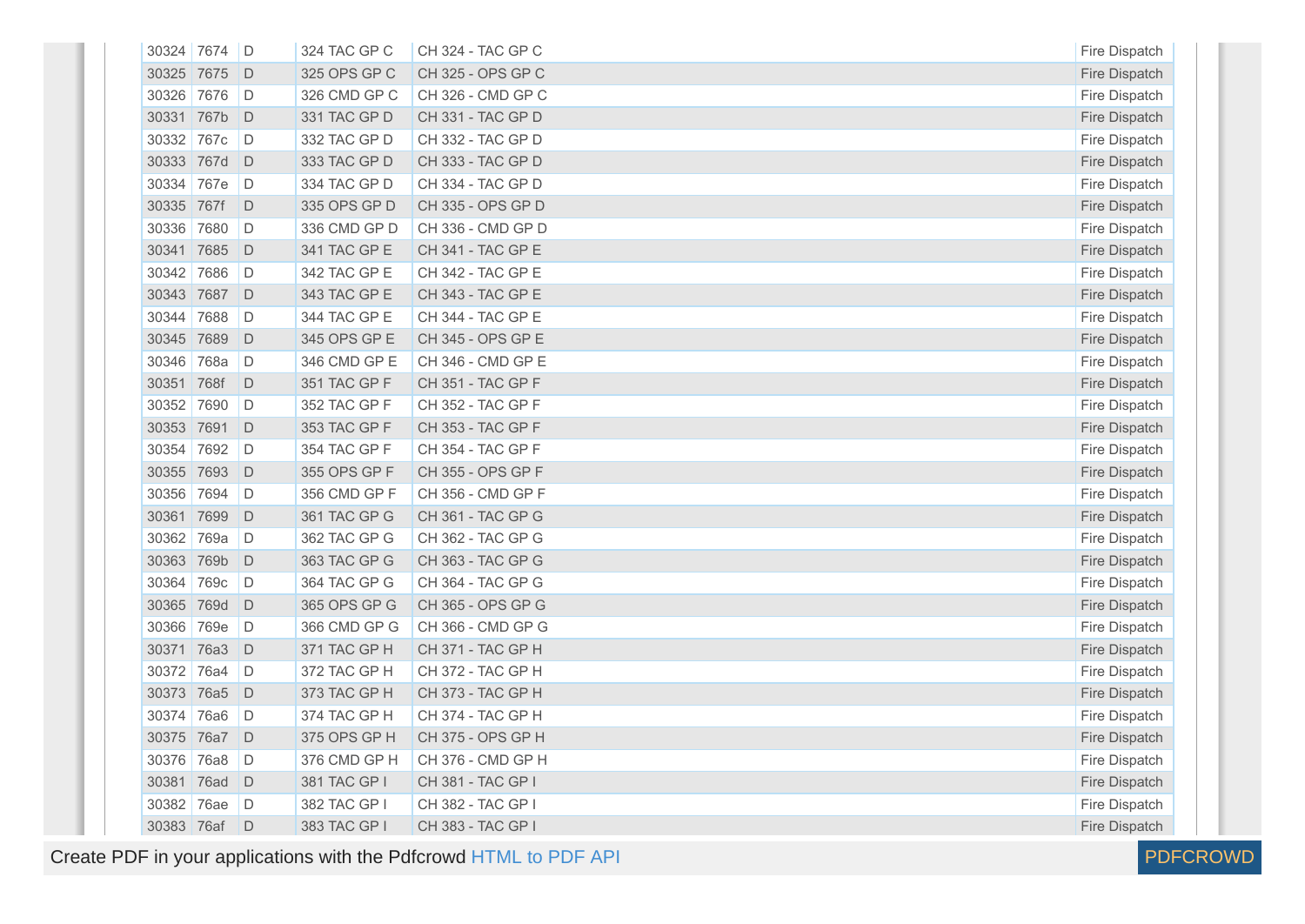| 30324 | 7674 | D | 324 TAC GP C | CH 324 - TAC GP C | Fire Dispatch |
|---|---|---|---|---|---|
| 30325 | 7675 | D | 325 OPS GP C | CH 325 - OPS GP C | Fire Dispatch |
| 30326 | 7676 | D | 326 CMD GP C | CH 326 - CMD GP C | Fire Dispatch |
| 30331 | 767b | D | 331 TAC GP D | CH 331 - TAC GP D | Fire Dispatch |
| 30332 | 767c | D | 332 TAC GP D | CH 332 - TAC GP D | Fire Dispatch |
| 30333 | 767d | D | 333 TAC GP D | CH 333 - TAC GP D | Fire Dispatch |
| 30334 | 767e | D | 334 TAC GP D | CH 334 - TAC GP D | Fire Dispatch |
| 30335 | 767f | D | 335 OPS GP D | CH 335 - OPS GP D | Fire Dispatch |
| 30336 | 7680 | D | 336 CMD GP D | CH 336 - CMD GP D | Fire Dispatch |
| 30341 | 7685 | D | 341 TAC GP E | CH 341 - TAC GP E | Fire Dispatch |
| 30342 | 7686 | D | 342 TAC GP E | CH 342 - TAC GP E | Fire Dispatch |
| 30343 | 7687 | D | 343 TAC GP E | CH 343 - TAC GP E | Fire Dispatch |
| 30344 | 7688 | D | 344 TAC GP E | CH 344 - TAC GP E | Fire Dispatch |
| 30345 | 7689 | D | 345 OPS GP E | CH 345 - OPS GP E | Fire Dispatch |
| 30346 | 768a | D | 346 CMD GP E | CH 346 - CMD GP E | Fire Dispatch |
| 30351 | 768f | D | 351 TAC GP F | CH 351 - TAC GP F | Fire Dispatch |
| 30352 | 7690 | D | 352 TAC GP F | CH 352 - TAC GP F | Fire Dispatch |
| 30353 | 7691 | D | 353 TAC GP F | CH 353 - TAC GP F | Fire Dispatch |
| 30354 | 7692 | D | 354 TAC GP F | CH 354 - TAC GP F | Fire Dispatch |
| 30355 | 7693 | D | 355 OPS GP F | CH 355 - OPS GP F | Fire Dispatch |
| 30356 | 7694 | D | 356 CMD GP F | CH 356 - CMD GP F | Fire Dispatch |
| 30361 | 7699 | D | 361 TAC GP G | CH 361 - TAC GP G | Fire Dispatch |
| 30362 | 769a | D | 362 TAC GP G | CH 362 - TAC GP G | Fire Dispatch |
| 30363 | 769b | D | 363 TAC GP G | CH 363 - TAC GP G | Fire Dispatch |
| 30364 | 769c | D | 364 TAC GP G | CH 364 - TAC GP G | Fire Dispatch |
| 30365 | 769d | D | 365 OPS GP G | CH 365 - OPS GP G | Fire Dispatch |
| 30366 | 769e | D | 366 CMD GP G | CH 366 - CMD GP G | Fire Dispatch |
| 30371 | 76a3 | D | 371 TAC GP H | CH 371 - TAC GP H | Fire Dispatch |
| 30372 | 76a4 | D | 372 TAC GP H | CH 372 - TAC GP H | Fire Dispatch |
| 30373 | 76a5 | D | 373 TAC GP H | CH 373 - TAC GP H | Fire Dispatch |
| 30374 | 76a6 | D | 374 TAC GP H | CH 374 - TAC GP H | Fire Dispatch |
| 30375 | 76a7 | D | 375 OPS GP H | CH 375 - OPS GP H | Fire Dispatch |
| 30376 | 76a8 | D | 376 CMD GP H | CH 376 - CMD GP H | Fire Dispatch |
| 30381 | 76ad | D | 381 TAC GP I | CH 381 - TAC GP I | Fire Dispatch |
| 30382 | 76ae | D | 382 TAC GP I | CH 382 - TAC GP I | Fire Dispatch |
| 30383 | 76af | D | 383 TAC GP I | CH 383 - TAC GP I | Fire Dispatch |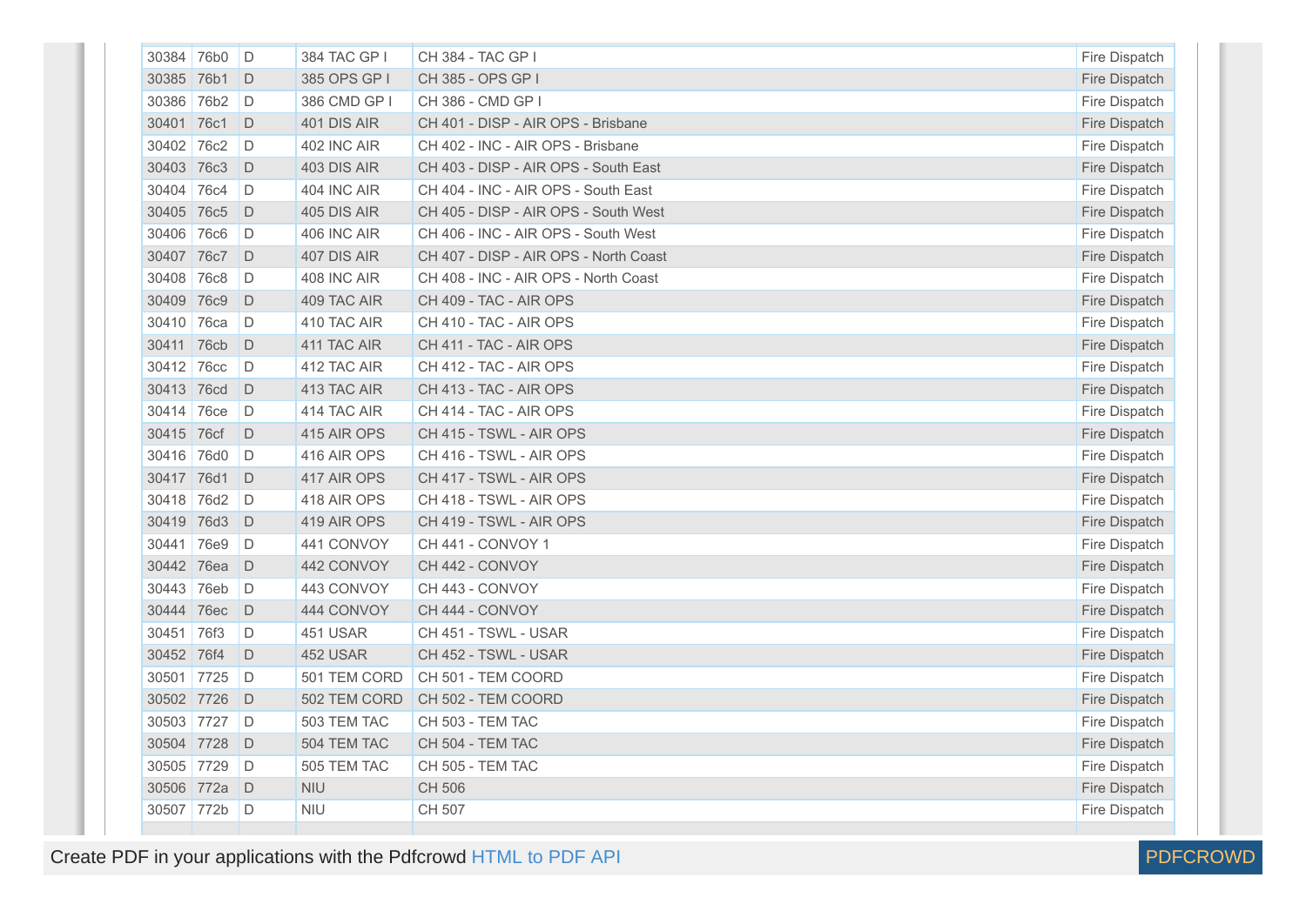| | | | | | |
|---|---|---|---|---|---|
| 30384 | 76b0 | D | 384 TAC GP I | CH 384 - TAC GP I | Fire Dispatch |
| 30385 | 76b1 | D | 385 OPS GP I | CH 385 - OPS GP I | Fire Dispatch |
| 30386 | 76b2 | D | 386 CMD GP I | CH 386 - CMD GP I | Fire Dispatch |
| 30401 | 76c1 | D | 401 DIS AIR | CH 401 - DISP - AIR OPS - Brisbane | Fire Dispatch |
| 30402 | 76c2 | D | 402 INC AIR | CH 402 - INC - AIR OPS - Brisbane | Fire Dispatch |
| 30403 | 76c3 | D | 403 DIS AIR | CH 403 - DISP - AIR OPS - South East | Fire Dispatch |
| 30404 | 76c4 | D | 404 INC AIR | CH 404 - INC - AIR OPS - South East | Fire Dispatch |
| 30405 | 76c5 | D | 405 DIS AIR | CH 405 - DISP - AIR OPS - South West | Fire Dispatch |
| 30406 | 76c6 | D | 406 INC AIR | CH 406 - INC - AIR OPS - South West | Fire Dispatch |
| 30407 | 76c7 | D | 407 DIS AIR | CH 407 - DISP - AIR OPS - North Coast | Fire Dispatch |
| 30408 | 76c8 | D | 408 INC AIR | CH 408 - INC - AIR OPS - North Coast | Fire Dispatch |
| 30409 | 76c9 | D | 409 TAC AIR | CH 409 - TAC - AIR OPS | Fire Dispatch |
| 30410 | 76ca | D | 410 TAC AIR | CH 410 - TAC - AIR OPS | Fire Dispatch |
| 30411 | 76cb | D | 411 TAC AIR | CH 411 - TAC - AIR OPS | Fire Dispatch |
| 30412 | 76cc | D | 412 TAC AIR | CH 412 - TAC - AIR OPS | Fire Dispatch |
| 30413 | 76cd | D | 413 TAC AIR | CH 413 - TAC - AIR OPS | Fire Dispatch |
| 30414 | 76ce | D | 414 TAC AIR | CH 414 - TAC - AIR OPS | Fire Dispatch |
| 30415 | 76cf | D | 415 AIR OPS | CH 415 - TSWL - AIR OPS | Fire Dispatch |
| 30416 | 76d0 | D | 416 AIR OPS | CH 416 - TSWL - AIR OPS | Fire Dispatch |
| 30417 | 76d1 | D | 417 AIR OPS | CH 417 - TSWL - AIR OPS | Fire Dispatch |
| 30418 | 76d2 | D | 418 AIR OPS | CH 418 - TSWL - AIR OPS | Fire Dispatch |
| 30419 | 76d3 | D | 419 AIR OPS | CH 419 - TSWL - AIR OPS | Fire Dispatch |
| 30441 | 76e9 | D | 441 CONVOY | CH 441 - CONVOY 1 | Fire Dispatch |
| 30442 | 76ea | D | 442 CONVOY | CH 442 - CONVOY | Fire Dispatch |
| 30443 | 76eb | D | 443 CONVOY | CH 443 - CONVOY | Fire Dispatch |
| 30444 | 76ec | D | 444 CONVOY | CH 444 - CONVOY | Fire Dispatch |
| 30451 | 76f3 | D | 451 USAR | CH 451 - TSWL - USAR | Fire Dispatch |
| 30452 | 76f4 | D | 452 USAR | CH 452 - TSWL - USAR | Fire Dispatch |
| 30501 | 7725 | D | 501 TEM CORD | CH 501 - TEM COORD | Fire Dispatch |
| 30502 | 7726 | D | 502 TEM CORD | CH 502 - TEM COORD | Fire Dispatch |
| 30503 | 7727 | D | 503 TEM TAC | CH 503 - TEM TAC | Fire Dispatch |
| 30504 | 7728 | D | 504 TEM TAC | CH 504 - TEM TAC | Fire Dispatch |
| 30505 | 7729 | D | 505 TEM TAC | CH 505 - TEM TAC | Fire Dispatch |
| 30506 | 772a | D | NIU | CH 506 | Fire Dispatch |
| 30507 | 772b | D | NIU | CH 507 | Fire Dispatch |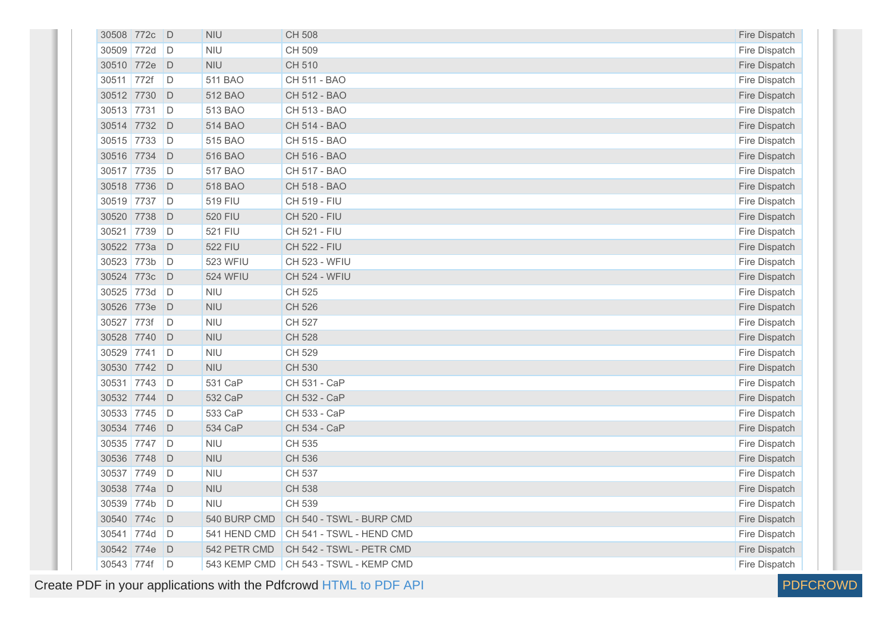| 30508 | 772c | D | NIU | CH 508 | Fire Dispatch |
|---|---|---|---|---|---|
| 30509 | 772d | D | NIU | CH 509 | Fire Dispatch |
| 30510 | 772e | D | NIU | CH 510 | Fire Dispatch |
| 30511 | 772f | D | 511 BAO | CH 511 - BAO | Fire Dispatch |
| 30512 | 7730 | D | 512 BAO | CH 512 - BAO | Fire Dispatch |
| 30513 | 7731 | D | 513 BAO | CH 513 - BAO | Fire Dispatch |
| 30514 | 7732 | D | 514 BAO | CH 514 - BAO | Fire Dispatch |
| 30515 | 7733 | D | 515 BAO | CH 515 - BAO | Fire Dispatch |
| 30516 | 7734 | D | 516 BAO | CH 516 - BAO | Fire Dispatch |
| 30517 | 7735 | D | 517 BAO | CH 517 - BAO | Fire Dispatch |
| 30518 | 7736 | D | 518 BAO | CH 518 - BAO | Fire Dispatch |
| 30519 | 7737 | D | 519 FIU | CH 519 - FIU | Fire Dispatch |
| 30520 | 7738 | D | 520 FIU | CH 520 - FIU | Fire Dispatch |
| 30521 | 7739 | D | 521 FIU | CH 521 - FIU | Fire Dispatch |
| 30522 | 773a | D | 522 FIU | CH 522 - FIU | Fire Dispatch |
| 30523 | 773b | D | 523 WFIU | CH 523 - WFIU | Fire Dispatch |
| 30524 | 773c | D | 524 WFIU | CH 524 - WFIU | Fire Dispatch |
| 30525 | 773d | D | NIU | CH 525 | Fire Dispatch |
| 30526 | 773e | D | NIU | CH 526 | Fire Dispatch |
| 30527 | 773f | D | NIU | CH 527 | Fire Dispatch |
| 30528 | 7740 | D | NIU | CH 528 | Fire Dispatch |
| 30529 | 7741 | D | NIU | CH 529 | Fire Dispatch |
| 30530 | 7742 | D | NIU | CH 530 | Fire Dispatch |
| 30531 | 7743 | D | 531 CaP | CH 531 - CaP | Fire Dispatch |
| 30532 | 7744 | D | 532 CaP | CH 532 - CaP | Fire Dispatch |
| 30533 | 7745 | D | 533 CaP | CH 533 - CaP | Fire Dispatch |
| 30534 | 7746 | D | 534 CaP | CH 534 - CaP | Fire Dispatch |
| 30535 | 7747 | D | NIU | CH 535 | Fire Dispatch |
| 30536 | 7748 | D | NIU | CH 536 | Fire Dispatch |
| 30537 | 7749 | D | NIU | CH 537 | Fire Dispatch |
| 30538 | 774a | D | NIU | CH 538 | Fire Dispatch |
| 30539 | 774b | D | NIU | CH 539 | Fire Dispatch |
| 30540 | 774c | D | 540 BURP CMD | CH 540 - TSWL - BURP CMD | Fire Dispatch |
| 30541 | 774d | D | 541 HEND CMD | CH 541 - TSWL - HEND CMD | Fire Dispatch |
| 30542 | 774e | D | 542 PETR CMD | CH 542 - TSWL - PETR CMD | Fire Dispatch |
| 30543 | 774f | D | 543 KEMP CMD | CH 543 - TSWL - KEMP CMD | Fire Dispatch |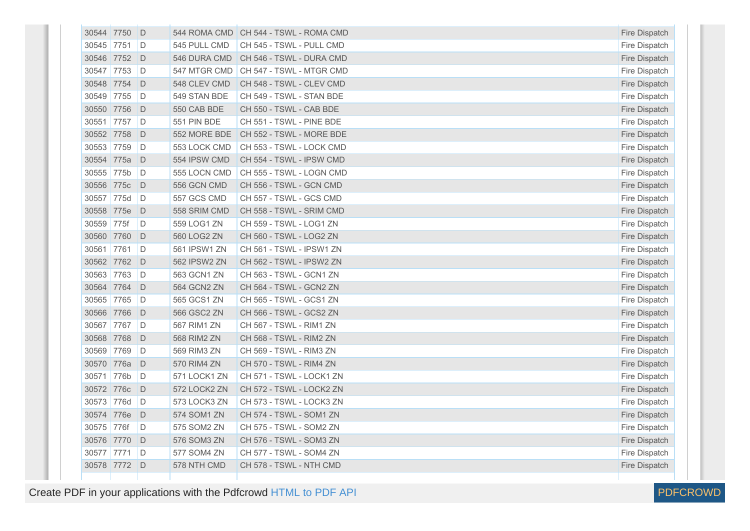| | | | | | |
|---|---|---|---|---|---|
| 30544 | 7750 | D | 544 ROMA CMD | CH 544 - TSWL - ROMA CMD | Fire Dispatch |
| 30545 | 7751 | D | 545 PULL CMD | CH 545 - TSWL - PULL CMD | Fire Dispatch |
| 30546 | 7752 | D | 546 DURA CMD | CH 546 - TSWL - DURA CMD | Fire Dispatch |
| 30547 | 7753 | D | 547 MTGR CMD | CH 547 - TSWL - MTGR CMD | Fire Dispatch |
| 30548 | 7754 | D | 548 CLEV CMD | CH 548 - TSWL - CLEV CMD | Fire Dispatch |
| 30549 | 7755 | D | 549 STAN BDE | CH 549 - TSWL - STAN BDE | Fire Dispatch |
| 30550 | 7756 | D | 550 CAB BDE | CH 550 - TSWL - CAB BDE | Fire Dispatch |
| 30551 | 7757 | D | 551 PIN BDE | CH 551 - TSWL - PINE BDE | Fire Dispatch |
| 30552 | 7758 | D | 552 MORE BDE | CH 552 - TSWL - MORE BDE | Fire Dispatch |
| 30553 | 7759 | D | 553 LOCK CMD | CH 553 - TSWL - LOCK CMD | Fire Dispatch |
| 30554 | 775a | D | 554 IPSW CMD | CH 554 - TSWL - IPSW CMD | Fire Dispatch |
| 30555 | 775b | D | 555 LOCN CMD | CH 555 - TSWL - LOGN CMD | Fire Dispatch |
| 30556 | 775c | D | 556 GCN CMD | CH 556 - TSWL - GCN CMD | Fire Dispatch |
| 30557 | 775d | D | 557 GCS CMD | CH 557 - TSWL - GCS CMD | Fire Dispatch |
| 30558 | 775e | D | 558 SRIM CMD | CH 558 - TSWL - SRIM CMD | Fire Dispatch |
| 30559 | 775f | D | 559 LOG1 ZN | CH 559 - TSWL - LOG1 ZN | Fire Dispatch |
| 30560 | 7760 | D | 560 LOG2 ZN | CH 560 - TSWL - LOG2 ZN | Fire Dispatch |
| 30561 | 7761 | D | 561 IPSW1 ZN | CH 561 - TSWL - IPSW1 ZN | Fire Dispatch |
| 30562 | 7762 | D | 562 IPSW2 ZN | CH 562 - TSWL - IPSW2 ZN | Fire Dispatch |
| 30563 | 7763 | D | 563 GCN1 ZN | CH 563 - TSWL - GCN1 ZN | Fire Dispatch |
| 30564 | 7764 | D | 564 GCN2 ZN | CH 564 - TSWL - GCN2 ZN | Fire Dispatch |
| 30565 | 7765 | D | 565 GCS1 ZN | CH 565 - TSWL - GCS1 ZN | Fire Dispatch |
| 30566 | 7766 | D | 566 GSC2 ZN | CH 566 - TSWL - GCS2 ZN | Fire Dispatch |
| 30567 | 7767 | D | 567 RIM1 ZN | CH 567 - TSWL - RIM1 ZN | Fire Dispatch |
| 30568 | 7768 | D | 568 RIM2 ZN | CH 568 - TSWL - RIM2 ZN | Fire Dispatch |
| 30569 | 7769 | D | 569 RIM3 ZN | CH 569 - TSWL - RIM3 ZN | Fire Dispatch |
| 30570 | 776a | D | 570 RIM4 ZN | CH 570 - TSWL - RIM4 ZN | Fire Dispatch |
| 30571 | 776b | D | 571 LOCK1 ZN | CH 571 - TSWL - LOCK1 ZN | Fire Dispatch |
| 30572 | 776c | D | 572 LOCK2 ZN | CH 572 - TSWL - LOCK2 ZN | Fire Dispatch |
| 30573 | 776d | D | 573 LOCK3 ZN | CH 573 - TSWL - LOCK3 ZN | Fire Dispatch |
| 30574 | 776e | D | 574 SOM1 ZN | CH 574 - TSWL - SOM1 ZN | Fire Dispatch |
| 30575 | 776f | D | 575 SOM2 ZN | CH 575 - TSWL - SOM2 ZN | Fire Dispatch |
| 30576 | 7770 | D | 576 SOM3 ZN | CH 576 - TSWL - SOM3 ZN | Fire Dispatch |
| 30577 | 7771 | D | 577 SOM4 ZN | CH 577 - TSWL - SOM4 ZN | Fire Dispatch |
| 30578 | 7772 | D | 578 NTH CMD | CH 578 - TSWL - NTH CMD | Fire Dispatch |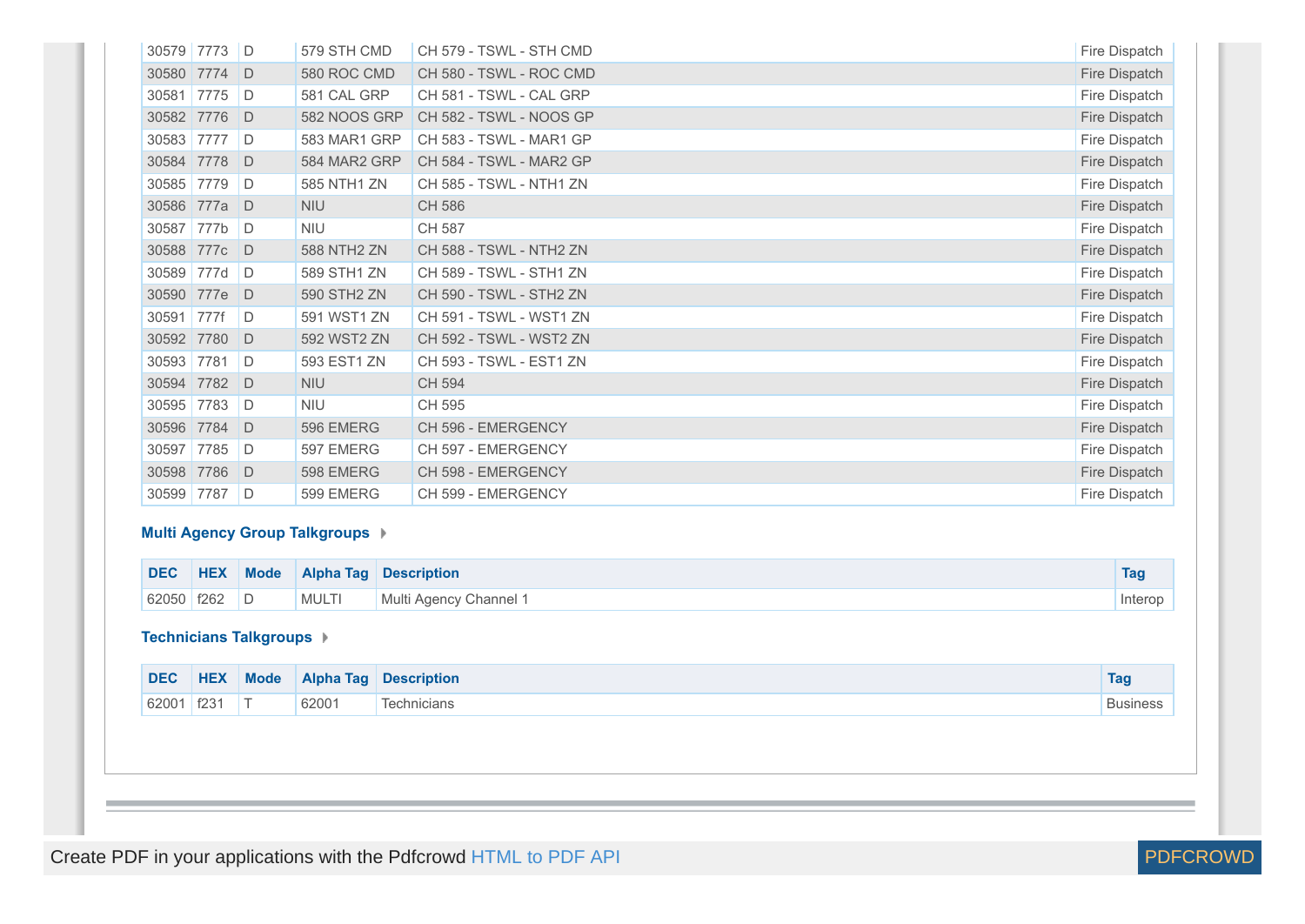| DEC | HEX | Mode | Alpha Tag | Description | Tag |
|---|---|---|---|---|---|
| 30579 | 7773 | D | 579 STH CMD | CH 579 - TSWL - STH CMD | Fire Dispatch |
| 30580 | 7774 | D | 580 ROC CMD | CH 580 - TSWL - ROC CMD | Fire Dispatch |
| 30581 | 7775 | D | 581 CAL GRP | CH 581 - TSWL - CAL GRP | Fire Dispatch |
| 30582 | 7776 | D | 582 NOOS GRP | CH 582 - TSWL - NOOS GP | Fire Dispatch |
| 30583 | 7777 | D | 583 MAR1 GRP | CH 583 - TSWL - MAR1 GP | Fire Dispatch |
| 30584 | 7778 | D | 584 MAR2 GRP | CH 584 - TSWL - MAR2 GP | Fire Dispatch |
| 30585 | 7779 | D | 585 NTH1 ZN | CH 585 - TSWL - NTH1 ZN | Fire Dispatch |
| 30586 | 777a | D | NIU | CH 586 | Fire Dispatch |
| 30587 | 777b | D | NIU | CH 587 | Fire Dispatch |
| 30588 | 777c | D | 588 NTH2 ZN | CH 588 - TSWL - NTH2 ZN | Fire Dispatch |
| 30589 | 777d | D | 589 STH1 ZN | CH 589 - TSWL - STH1 ZN | Fire Dispatch |
| 30590 | 777e | D | 590 STH2 ZN | CH 590 - TSWL - STH2 ZN | Fire Dispatch |
| 30591 | 777f | D | 591 WST1 ZN | CH 591 - TSWL - WST1 ZN | Fire Dispatch |
| 30592 | 7780 | D | 592 WST2 ZN | CH 592 - TSWL - WST2 ZN | Fire Dispatch |
| 30593 | 7781 | D | 593 EST1 ZN | CH 593 - TSWL - EST1 ZN | Fire Dispatch |
| 30594 | 7782 | D | NIU | CH 594 | Fire Dispatch |
| 30595 | 7783 | D | NIU | CH 595 | Fire Dispatch |
| 30596 | 7784 | D | 596 EMERG | CH 596 - EMERGENCY | Fire Dispatch |
| 30597 | 7785 | D | 597 EMERG | CH 597 - EMERGENCY | Fire Dispatch |
| 30598 | 7786 | D | 598 EMERG | CH 598 - EMERGENCY | Fire Dispatch |
| 30599 | 7787 | D | 599 EMERG | CH 599 - EMERGENCY | Fire Dispatch |

### Multi Agency Group Talkgroups

| DEC | HEX | Mode | Alpha Tag | Description | Tag |
|---|---|---|---|---|---|
| 62050 | f262 | D | MULTI | Multi Agency Channel 1 | Interop |

### Technicians Talkgroups

| DEC | HEX | Mode | Alpha Tag | Description | Tag |
|---|---|---|---|---|---|
| 62001 | f231 | T | 62001 | Technicians | Business |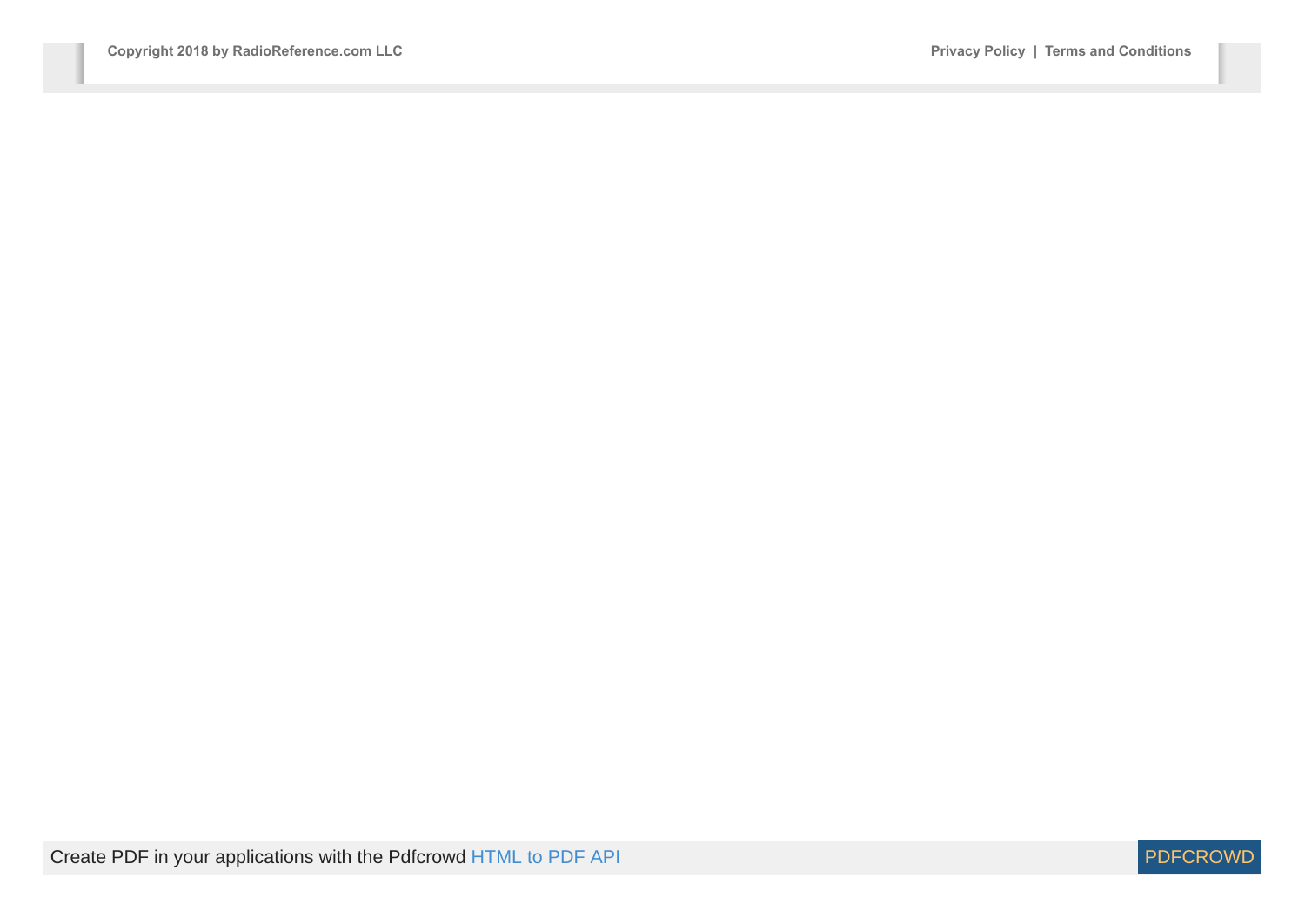Copyright 2018 by RadioReference.com LLC

Privacy Policy | Terms and Conditions